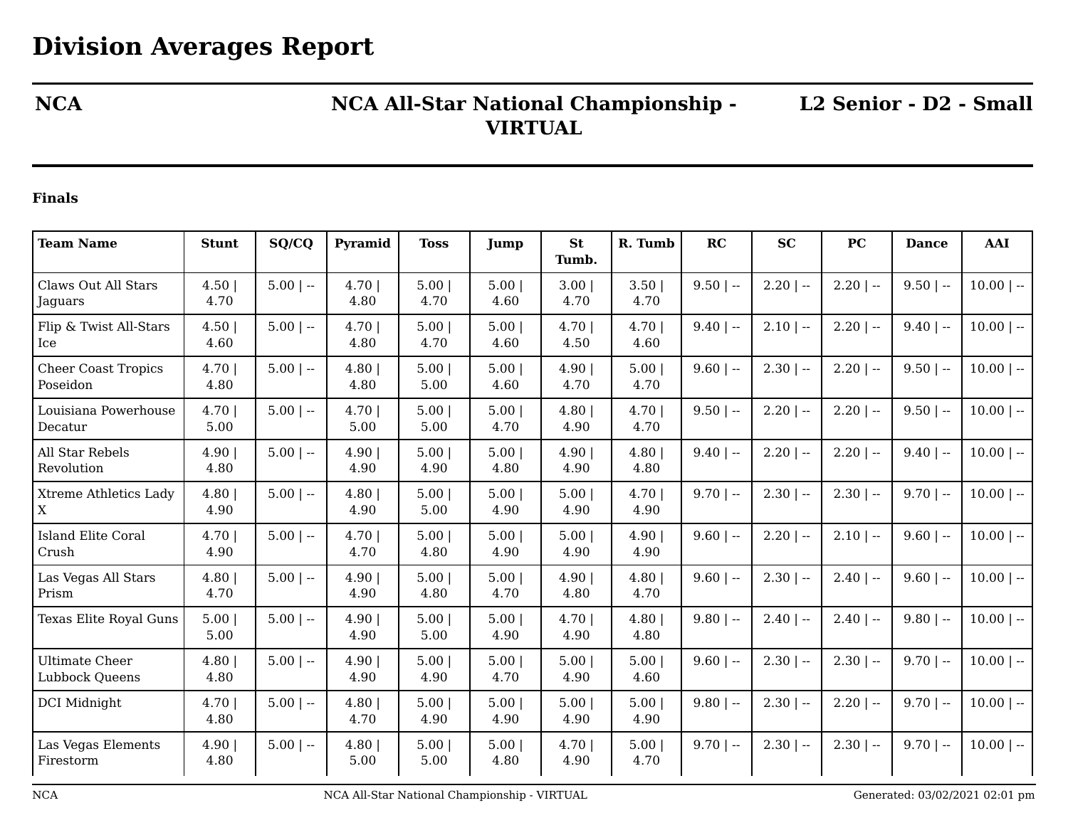# Division Averages Report

**NCA** | **NCA All-Star National Championship - VIRTUAL** | **L2 Senior - D2 - Small**

**Finals**

| Team Name | Stunt | SQ/CQ | Pyramid | Toss | Jump | St Tumb. | R. Tumb | RC | SC | PC | Dance | AAI |
|---|---|---|---|---|---|---|---|---|---|---|---|---|
| Claws Out All Stars Jaguars | 4.50 \| 4.70 | 5.00 \| -- | 4.70 \| 4.80 | 5.00 \| 4.70 | 5.00 \| 4.60 | 3.00 \| 4.70 | 3.50 \| 4.70 | 9.50 \| -- | 2.20 \| -- | 2.20 \| -- | 9.50 \| -- | 10.00 \| -- |
| Flip & Twist All-Stars Ice | 4.50 \| 4.60 | 5.00 \| -- | 4.70 \| 4.80 | 5.00 \| 4.70 | 5.00 \| 4.60 | 4.70 \| 4.50 | 4.70 \| 4.60 | 9.40 \| -- | 2.10 \| -- | 2.20 \| -- | 9.40 \| -- | 10.00 \| -- |
| Cheer Coast Tropics Poseidon | 4.70 \| 4.80 | 5.00 \| -- | 4.80 \| 4.80 | 5.00 \| 5.00 | 5.00 \| 4.60 | 4.90 \| 4.70 | 5.00 \| 4.70 | 9.60 \| -- | 2.30 \| -- | 2.20 \| -- | 9.50 \| -- | 10.00 \| -- |
| Louisiana Powerhouse Decatur | 4.70 \| 5.00 | 5.00 \| -- | 4.70 \| 5.00 | 5.00 \| 5.00 | 5.00 \| 4.70 | 4.80 \| 4.90 | 4.70 \| 4.70 | 9.50 \| -- | 2.20 \| -- | 2.20 \| -- | 9.50 \| -- | 10.00 \| -- |
| All Star Rebels Revolution | 4.90 \| 4.80 | 5.00 \| -- | 4.90 \| 4.90 | 5.00 \| 4.90 | 5.00 \| 4.80 | 4.90 \| 4.90 | 4.80 \| 4.80 | 9.40 \| -- | 2.20 \| -- | 2.20 \| -- | 9.40 \| -- | 10.00 \| -- |
| Xtreme Athletics Lady X | 4.80 \| 4.90 | 5.00 \| -- | 4.80 \| 4.90 | 5.00 \| 5.00 | 5.00 \| 4.90 | 5.00 \| 4.90 | 4.70 \| 4.90 | 9.70 \| -- | 2.30 \| -- | 2.30 \| -- | 9.70 \| -- | 10.00 \| -- |
| Island Elite Coral Crush | 4.70 \| 4.90 | 5.00 \| -- | 4.70 \| 4.70 | 5.00 \| 4.80 | 5.00 \| 4.90 | 5.00 \| 4.90 | 4.90 \| 4.90 | 9.60 \| -- | 2.20 \| -- | 2.10 \| -- | 9.60 \| -- | 10.00 \| -- |
| Las Vegas All Stars Prism | 4.80 \| 4.70 | 5.00 \| -- | 4.90 \| 4.90 | 5.00 \| 4.80 | 5.00 \| 4.70 | 4.90 \| 4.80 | 4.80 \| 4.70 | 9.60 \| -- | 2.30 \| -- | 2.40 \| -- | 9.60 \| -- | 10.00 \| -- |
| Texas Elite Royal Guns | 5.00 \| 5.00 | 5.00 \| -- | 4.90 \| 4.90 | 5.00 \| 5.00 | 5.00 \| 4.90 | 4.70 \| 4.90 | 4.80 \| 4.80 | 9.80 \| -- | 2.40 \| -- | 2.40 \| -- | 9.80 \| -- | 10.00 \| -- |
| Ultimate Cheer Lubbock Queens | 4.80 \| 4.80 | 5.00 \| -- | 4.90 \| 4.90 | 5.00 \| 4.90 | 5.00 \| 4.70 | 5.00 \| 4.90 | 5.00 \| 4.60 | 9.60 \| -- | 2.30 \| -- | 2.30 \| -- | 9.70 \| -- | 10.00 \| -- |
| DCI Midnight | 4.70 \| 4.80 | 5.00 \| -- | 4.80 \| 4.70 | 5.00 \| 4.90 | 5.00 \| 4.90 | 5.00 \| 4.90 | 5.00 \| 4.90 | 9.80 \| -- | 2.30 \| -- | 2.20 \| -- | 9.70 \| -- | 10.00 \| -- |
| Las Vegas Elements Firestorm | 4.90 \| 4.80 | 5.00 \| -- | 4.80 \| 5.00 | 5.00 \| 5.00 | 5.00 \| 4.80 | 4.70 \| 4.90 | 5.00 \| 4.70 | 9.70 \| -- | 2.30 \| -- | 2.30 \| -- | 9.70 \| -- | 10.00 \| -- |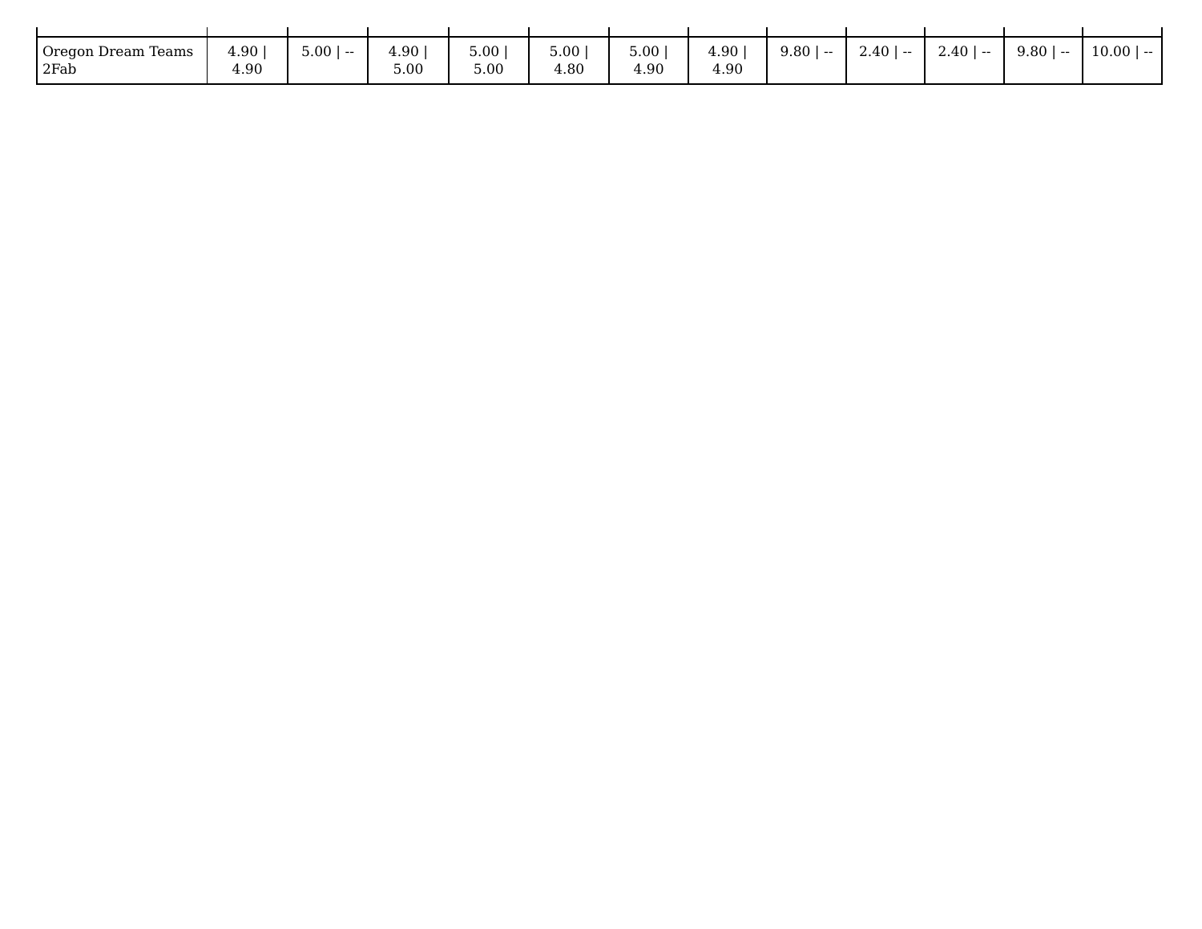| | | | | | | | | | | | |
|---|---|---|---|---|---|---|---|---|---|---|---|
| Oregon Dream Teams 2Fab | 4.90 \| 4.90 | 5.00 \| -- | 4.90 \| 5.00 | 5.00 \| 5.00 | 5.00 \| 4.80 | 5.00 \| 4.90 | 4.90 \| 4.90 | 9.80 \| -- | 2.40 \| -- | 2.40 \| -- | 9.80 \| -- | 10.00 \| -- |